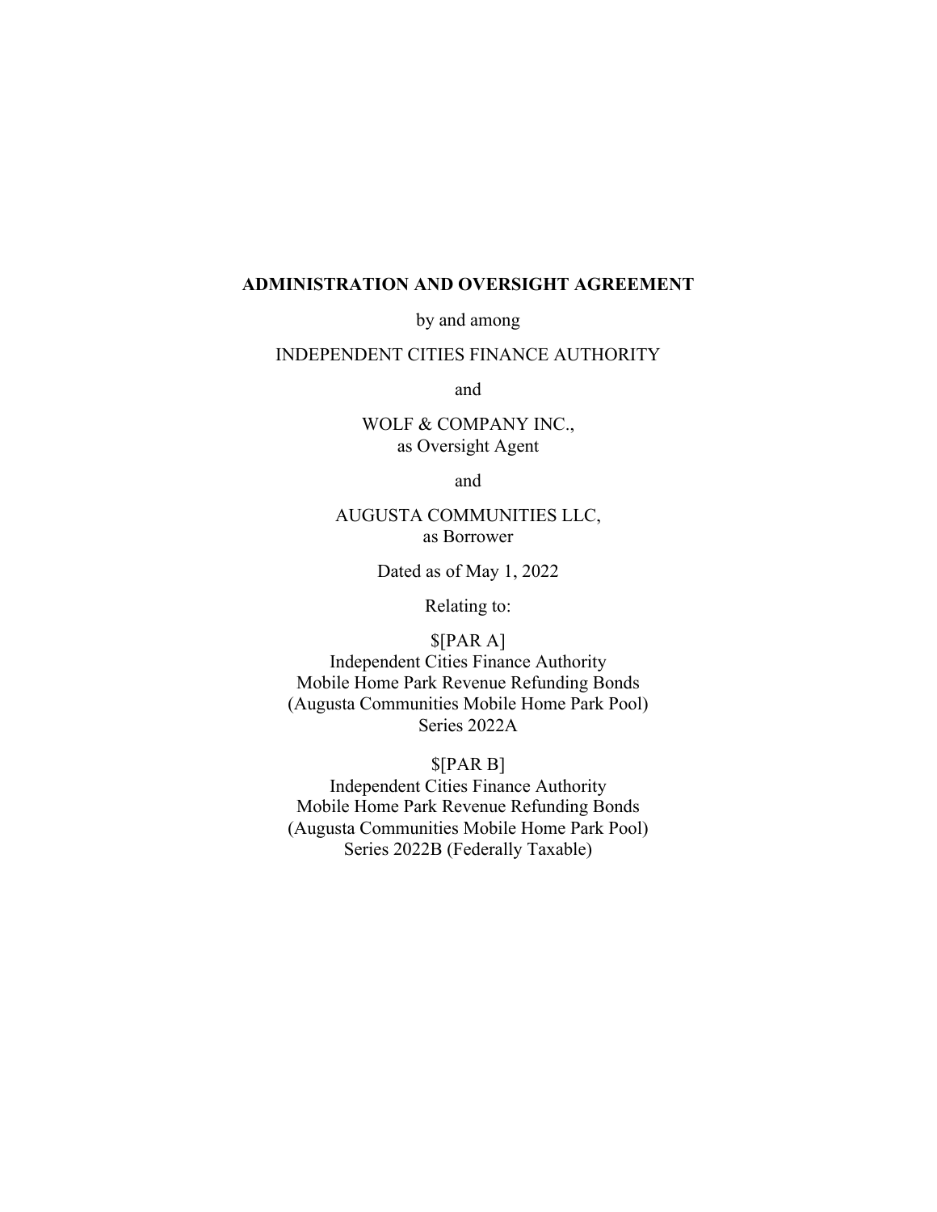# ADMINISTRATION AND OVERSIGHT AGREEMENT

by and among

INDEPENDENT CITIES FINANCE AUTHORITY

and

WOLF & COMPANY INC.,
as Oversight Agent

and

AUGUSTA COMMUNITIES LLC,
as Borrower

Dated as of May 1, 2022

Relating to:

$[PAR A]
Independent Cities Finance Authority
Mobile Home Park Revenue Refunding Bonds
(Augusta Communities Mobile Home Park Pool)
Series 2022A

$[PAR B]
Independent Cities Finance Authority
Mobile Home Park Revenue Refunding Bonds
(Augusta Communities Mobile Home Park Pool)
Series 2022B (Federally Taxable)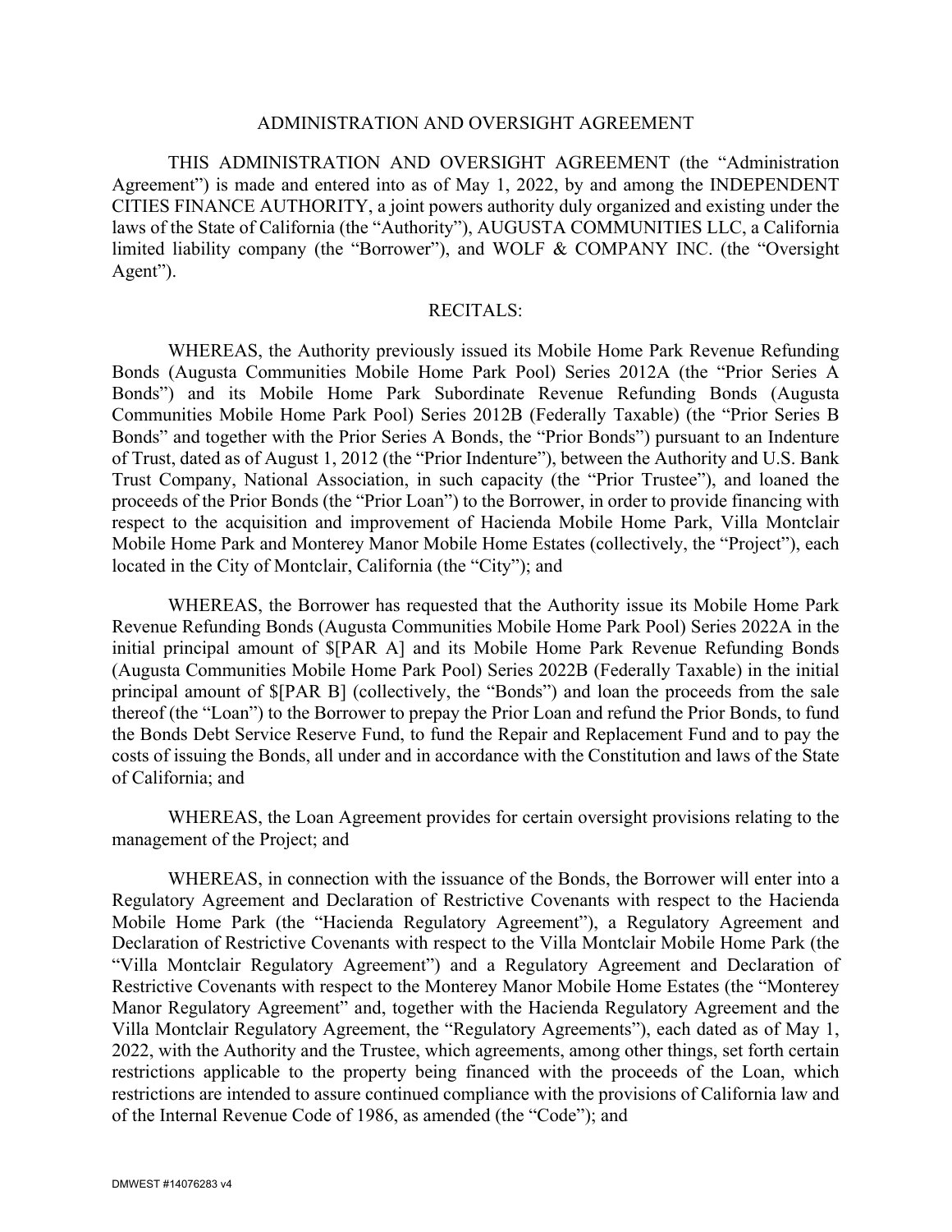ADMINISTRATION AND OVERSIGHT AGREEMENT

THIS ADMINISTRATION AND OVERSIGHT AGREEMENT (the "Administration Agreement") is made and entered into as of May 1, 2022, by and among the INDEPENDENT CITIES FINANCE AUTHORITY, a joint powers authority duly organized and existing under the laws of the State of California (the "Authority"), AUGUSTA COMMUNITIES LLC, a California limited liability company (the "Borrower"), and WOLF & COMPANY INC. (the "Oversight Agent").

RECITALS:

WHEREAS, the Authority previously issued its Mobile Home Park Revenue Refunding Bonds (Augusta Communities Mobile Home Park Pool) Series 2012A (the "Prior Series A Bonds") and its Mobile Home Park Subordinate Revenue Refunding Bonds (Augusta Communities Mobile Home Park Pool) Series 2012B (Federally Taxable) (the "Prior Series B Bonds" and together with the Prior Series A Bonds, the "Prior Bonds") pursuant to an Indenture of Trust, dated as of August 1, 2012 (the "Prior Indenture"), between the Authority and U.S. Bank Trust Company, National Association, in such capacity (the "Prior Trustee"), and loaned the proceeds of the Prior Bonds (the "Prior Loan") to the Borrower, in order to provide financing with respect to the acquisition and improvement of Hacienda Mobile Home Park, Villa Montclair Mobile Home Park and Monterey Manor Mobile Home Estates (collectively, the "Project"), each located in the City of Montclair, California (the "City"); and

WHEREAS, the Borrower has requested that the Authority issue its Mobile Home Park Revenue Refunding Bonds (Augusta Communities Mobile Home Park Pool) Series 2022A in the initial principal amount of $[PAR A] and its Mobile Home Park Revenue Refunding Bonds (Augusta Communities Mobile Home Park Pool) Series 2022B (Federally Taxable) in the initial principal amount of $[PAR B] (collectively, the "Bonds") and loan the proceeds from the sale thereof (the "Loan") to the Borrower to prepay the Prior Loan and refund the Prior Bonds, to fund the Bonds Debt Service Reserve Fund, to fund the Repair and Replacement Fund and to pay the costs of issuing the Bonds, all under and in accordance with the Constitution and laws of the State of California; and

WHEREAS, the Loan Agreement provides for certain oversight provisions relating to the management of the Project; and

WHEREAS, in connection with the issuance of the Bonds, the Borrower will enter into a Regulatory Agreement and Declaration of Restrictive Covenants with respect to the Hacienda Mobile Home Park (the "Hacienda Regulatory Agreement"), a Regulatory Agreement and Declaration of Restrictive Covenants with respect to the Villa Montclair Mobile Home Park (the "Villa Montclair Regulatory Agreement") and a Regulatory Agreement and Declaration of Restrictive Covenants with respect to the Monterey Manor Mobile Home Estates (the "Monterey Manor Regulatory Agreement" and, together with the Hacienda Regulatory Agreement and the Villa Montclair Regulatory Agreement, the "Regulatory Agreements"), each dated as of May 1, 2022, with the Authority and the Trustee, which agreements, among other things, set forth certain restrictions applicable to the property being financed with the proceeds of the Loan, which restrictions are intended to assure continued compliance with the provisions of California law and of the Internal Revenue Code of 1986, as amended (the "Code"); and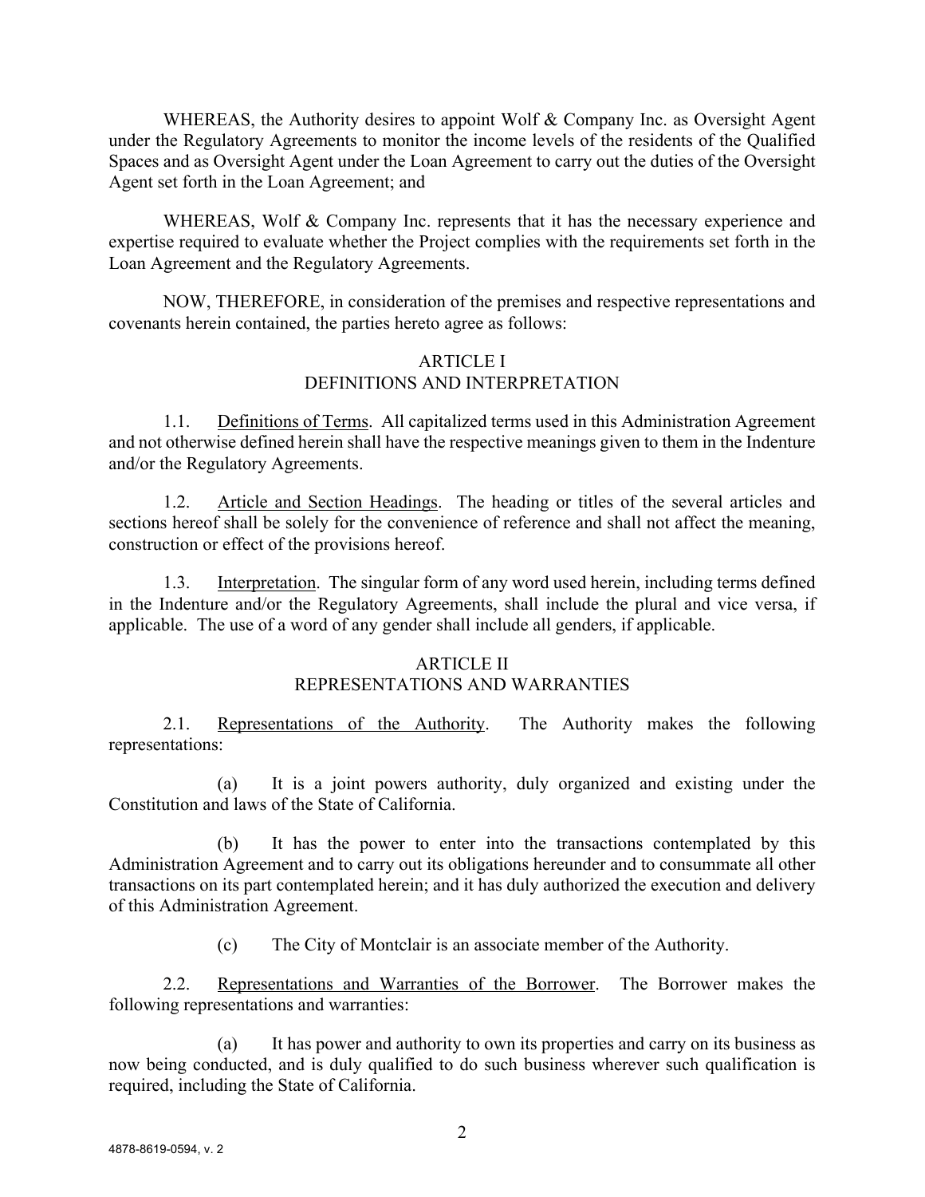WHEREAS, the Authority desires to appoint Wolf & Company Inc. as Oversight Agent under the Regulatory Agreements to monitor the income levels of the residents of the Qualified Spaces and as Oversight Agent under the Loan Agreement to carry out the duties of the Oversight Agent set forth in the Loan Agreement; and

WHEREAS, Wolf & Company Inc. represents that it has the necessary experience and expertise required to evaluate whether the Project complies with the requirements set forth in the Loan Agreement and the Regulatory Agreements.

NOW, THEREFORE, in consideration of the premises and respective representations and covenants herein contained, the parties hereto agree as follows:

## ARTICLE I
## DEFINITIONS AND INTERPRETATION

1.1. Definitions of Terms. All capitalized terms used in this Administration Agreement and not otherwise defined herein shall have the respective meanings given to them in the Indenture and/or the Regulatory Agreements.

1.2. Article and Section Headings. The heading or titles of the several articles and sections hereof shall be solely for the convenience of reference and shall not affect the meaning, construction or effect of the provisions hereof.

1.3. Interpretation. The singular form of any word used herein, including terms defined in the Indenture and/or the Regulatory Agreements, shall include the plural and vice versa, if applicable. The use of a word of any gender shall include all genders, if applicable.

## ARTICLE II
## REPRESENTATIONS AND WARRANTIES

2.1. Representations of the Authority. The Authority makes the following representations:

(a) It is a joint powers authority, duly organized and existing under the Constitution and laws of the State of California.

(b) It has the power to enter into the transactions contemplated by this Administration Agreement and to carry out its obligations hereunder and to consummate all other transactions on its part contemplated herein; and it has duly authorized the execution and delivery of this Administration Agreement.

(c) The City of Montclair is an associate member of the Authority.

2.2. Representations and Warranties of the Borrower. The Borrower makes the following representations and warranties:

(a) It has power and authority to own its properties and carry on its business as now being conducted, and is duly qualified to do such business wherever such qualification is required, including the State of California.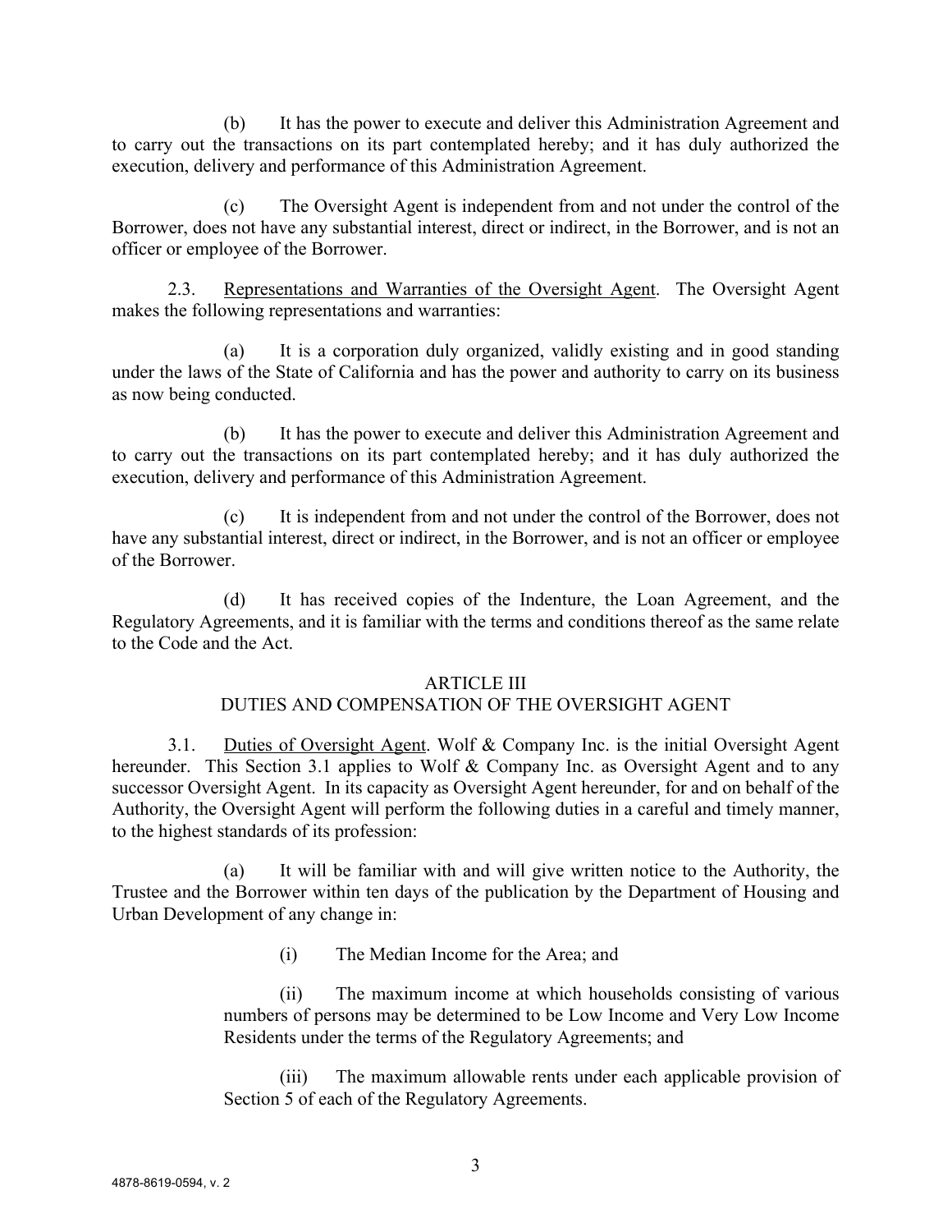(b) It has the power to execute and deliver this Administration Agreement and to carry out the transactions on its part contemplated hereby; and it has duly authorized the execution, delivery and performance of this Administration Agreement.

(c) The Oversight Agent is independent from and not under the control of the Borrower, does not have any substantial interest, direct or indirect, in the Borrower, and is not an officer or employee of the Borrower.

2.3. Representations and Warranties of the Oversight Agent. The Oversight Agent makes the following representations and warranties:

(a) It is a corporation duly organized, validly existing and in good standing under the laws of the State of California and has the power and authority to carry on its business as now being conducted.

(b) It has the power to execute and deliver this Administration Agreement and to carry out the transactions on its part contemplated hereby; and it has duly authorized the execution, delivery and performance of this Administration Agreement.

(c) It is independent from and not under the control of the Borrower, does not have any substantial interest, direct or indirect, in the Borrower, and is not an officer or employee of the Borrower.

(d) It has received copies of the Indenture, the Loan Agreement, and the Regulatory Agreements, and it is familiar with the terms and conditions thereof as the same relate to the Code and the Act.

## ARTICLE III
## DUTIES AND COMPENSATION OF THE OVERSIGHT AGENT

3.1. Duties of Oversight Agent. Wolf & Company Inc. is the initial Oversight Agent hereunder. This Section 3.1 applies to Wolf & Company Inc. as Oversight Agent and to any successor Oversight Agent. In its capacity as Oversight Agent hereunder, for and on behalf of the Authority, the Oversight Agent will perform the following duties in a careful and timely manner, to the highest standards of its profession:

(a) It will be familiar with and will give written notice to the Authority, the Trustee and the Borrower within ten days of the publication by the Department of Housing and Urban Development of any change in:

(i) The Median Income for the Area; and

(ii) The maximum income at which households consisting of various numbers of persons may be determined to be Low Income and Very Low Income Residents under the terms of the Regulatory Agreements; and

(iii) The maximum allowable rents under each applicable provision of Section 5 of each of the Regulatory Agreements.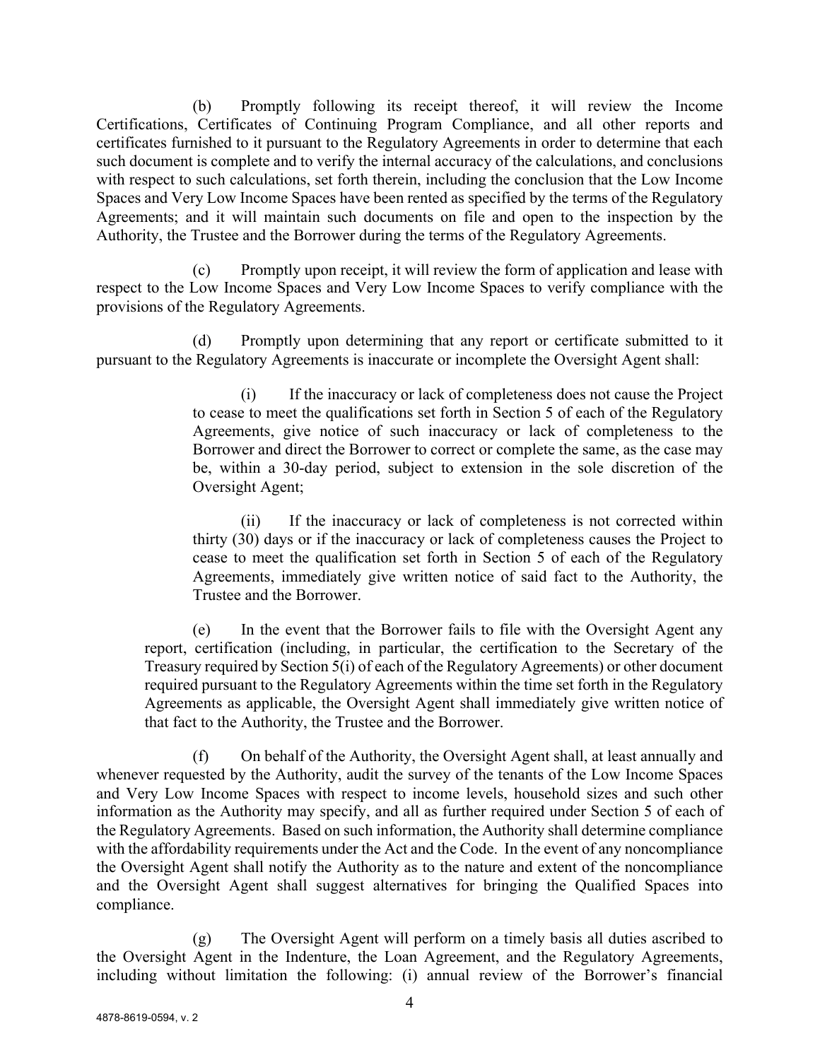(b) Promptly following its receipt thereof, it will review the Income Certifications, Certificates of Continuing Program Compliance, and all other reports and certificates furnished to it pursuant to the Regulatory Agreements in order to determine that each such document is complete and to verify the internal accuracy of the calculations, and conclusions with respect to such calculations, set forth therein, including the conclusion that the Low Income Spaces and Very Low Income Spaces have been rented as specified by the terms of the Regulatory Agreements; and it will maintain such documents on file and open to the inspection by the Authority, the Trustee and the Borrower during the terms of the Regulatory Agreements.

(c) Promptly upon receipt, it will review the form of application and lease with respect to the Low Income Spaces and Very Low Income Spaces to verify compliance with the provisions of the Regulatory Agreements.

(d) Promptly upon determining that any report or certificate submitted to it pursuant to the Regulatory Agreements is inaccurate or incomplete the Oversight Agent shall:

> (i) If the inaccuracy or lack of completeness does not cause the Project to cease to meet the qualifications set forth in Section 5 of each of the Regulatory Agreements, give notice of such inaccuracy or lack of completeness to the Borrower and direct the Borrower to correct or complete the same, as the case may be, within a 30-day period, subject to extension in the sole discretion of the Oversight Agent;
>
> (ii) If the inaccuracy or lack of completeness is not corrected within thirty (30) days or if the inaccuracy or lack of completeness causes the Project to cease to meet the qualification set forth in Section 5 of each of the Regulatory Agreements, immediately give written notice of said fact to the Authority, the Trustee and the Borrower.

(e) In the event that the Borrower fails to file with the Oversight Agent any report, certification (including, in particular, the certification to the Secretary of the Treasury required by Section 5(i) of each of the Regulatory Agreements) or other document required pursuant to the Regulatory Agreements within the time set forth in the Regulatory Agreements as applicable, the Oversight Agent shall immediately give written notice of that fact to the Authority, the Trustee and the Borrower.

(f) On behalf of the Authority, the Oversight Agent shall, at least annually and whenever requested by the Authority, audit the survey of the tenants of the Low Income Spaces and Very Low Income Spaces with respect to income levels, household sizes and such other information as the Authority may specify, and all as further required under Section 5 of each of the Regulatory Agreements. Based on such information, the Authority shall determine compliance with the affordability requirements under the Act and the Code. In the event of any noncompliance the Oversight Agent shall notify the Authority as to the nature and extent of the noncompliance and the Oversight Agent shall suggest alternatives for bringing the Qualified Spaces into compliance.

(g) The Oversight Agent will perform on a timely basis all duties ascribed to the Oversight Agent in the Indenture, the Loan Agreement, and the Regulatory Agreements, including without limitation the following: (i) annual review of the Borrower's financial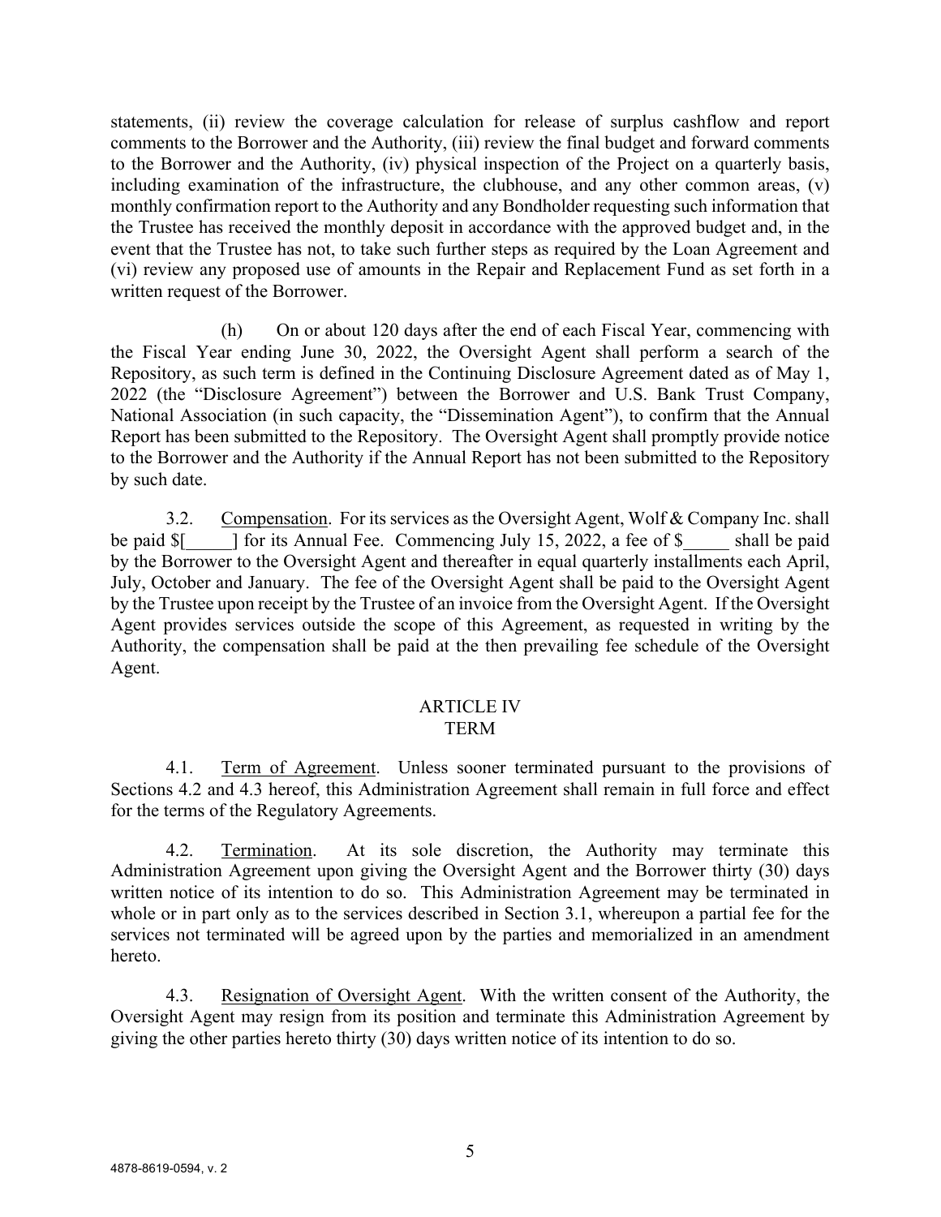statements, (ii) review the coverage calculation for release of surplus cashflow and report comments to the Borrower and the Authority, (iii) review the final budget and forward comments to the Borrower and the Authority, (iv) physical inspection of the Project on a quarterly basis, including examination of the infrastructure, the clubhouse, and any other common areas, (v) monthly confirmation report to the Authority and any Bondholder requesting such information that the Trustee has received the monthly deposit in accordance with the approved budget and, in the event that the Trustee has not, to take such further steps as required by the Loan Agreement and (vi) review any proposed use of amounts in the Repair and Replacement Fund as set forth in a written request of the Borrower.

(h) On or about 120 days after the end of each Fiscal Year, commencing with the Fiscal Year ending June 30, 2022, the Oversight Agent shall perform a search of the Repository, as such term is defined in the Continuing Disclosure Agreement dated as of May 1, 2022 (the "Disclosure Agreement") between the Borrower and U.S. Bank Trust Company, National Association (in such capacity, the "Dissemination Agent"), to confirm that the Annual Report has been submitted to the Repository. The Oversight Agent shall promptly provide notice to the Borrower and the Authority if the Annual Report has not been submitted to the Repository by such date.

3.2. Compensation. For its services as the Oversight Agent, Wolf & Company Inc. shall be paid $[_____] for its Annual Fee. Commencing July 15, 2022, a fee of $_____ shall be paid by the Borrower to the Oversight Agent and thereafter in equal quarterly installments each April, July, October and January. The fee of the Oversight Agent shall be paid to the Oversight Agent by the Trustee upon receipt by the Trustee of an invoice from the Oversight Agent. If the Oversight Agent provides services outside the scope of this Agreement, as requested in writing by the Authority, the compensation shall be paid at the then prevailing fee schedule of the Oversight Agent.

## ARTICLE IV
## TERM

4.1. Term of Agreement. Unless sooner terminated pursuant to the provisions of Sections 4.2 and 4.3 hereof, this Administration Agreement shall remain in full force and effect for the terms of the Regulatory Agreements.

4.2. Termination. At its sole discretion, the Authority may terminate this Administration Agreement upon giving the Oversight Agent and the Borrower thirty (30) days written notice of its intention to do so. This Administration Agreement may be terminated in whole or in part only as to the services described in Section 3.1, whereupon a partial fee for the services not terminated will be agreed upon by the parties and memorialized in an amendment hereto.

4.3. Resignation of Oversight Agent. With the written consent of the Authority, the Oversight Agent may resign from its position and terminate this Administration Agreement by giving the other parties hereto thirty (30) days written notice of its intention to do so.

4878-8619-0594, v. 2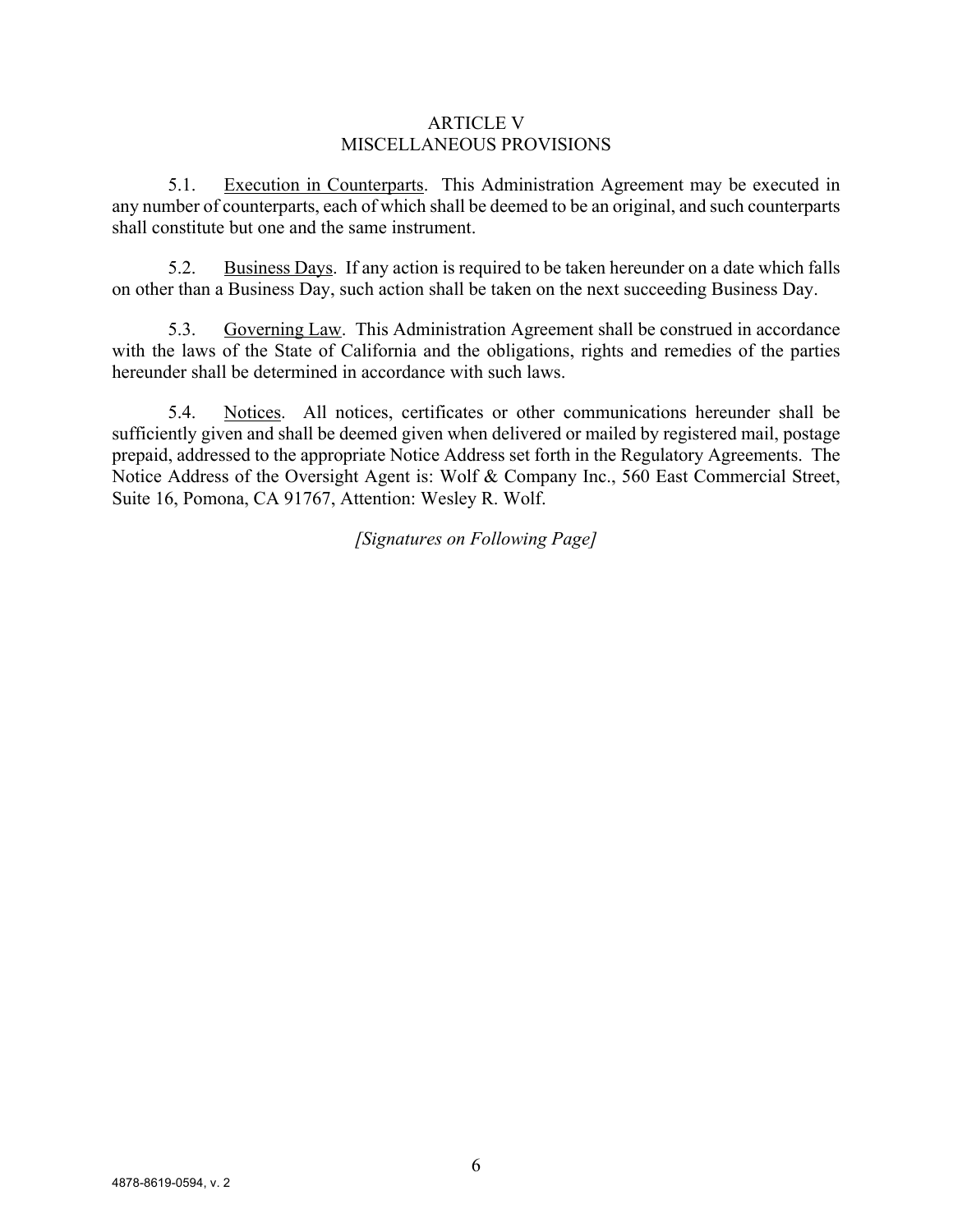# ARTICLE V
## MISCELLANEOUS PROVISIONS

5.1. Execution in Counterparts. This Administration Agreement may be executed in any number of counterparts, each of which shall be deemed to be an original, and such counterparts shall constitute but one and the same instrument.

5.2. Business Days. If any action is required to be taken hereunder on a date which falls on other than a Business Day, such action shall be taken on the next succeeding Business Day.

5.3. Governing Law. This Administration Agreement shall be construed in accordance with the laws of the State of California and the obligations, rights and remedies of the parties hereunder shall be determined in accordance with such laws.

5.4. Notices. All notices, certificates or other communications hereunder shall be sufficiently given and shall be deemed given when delivered or mailed by registered mail, postage prepaid, addressed to the appropriate Notice Address set forth in the Regulatory Agreements. The Notice Address of the Oversight Agent is: Wolf & Company Inc., 560 East Commercial Street, Suite 16, Pomona, CA 91767, Attention: Wesley R. Wolf.

*[Signatures on Following Page]*

4878-8619-0594, v. 2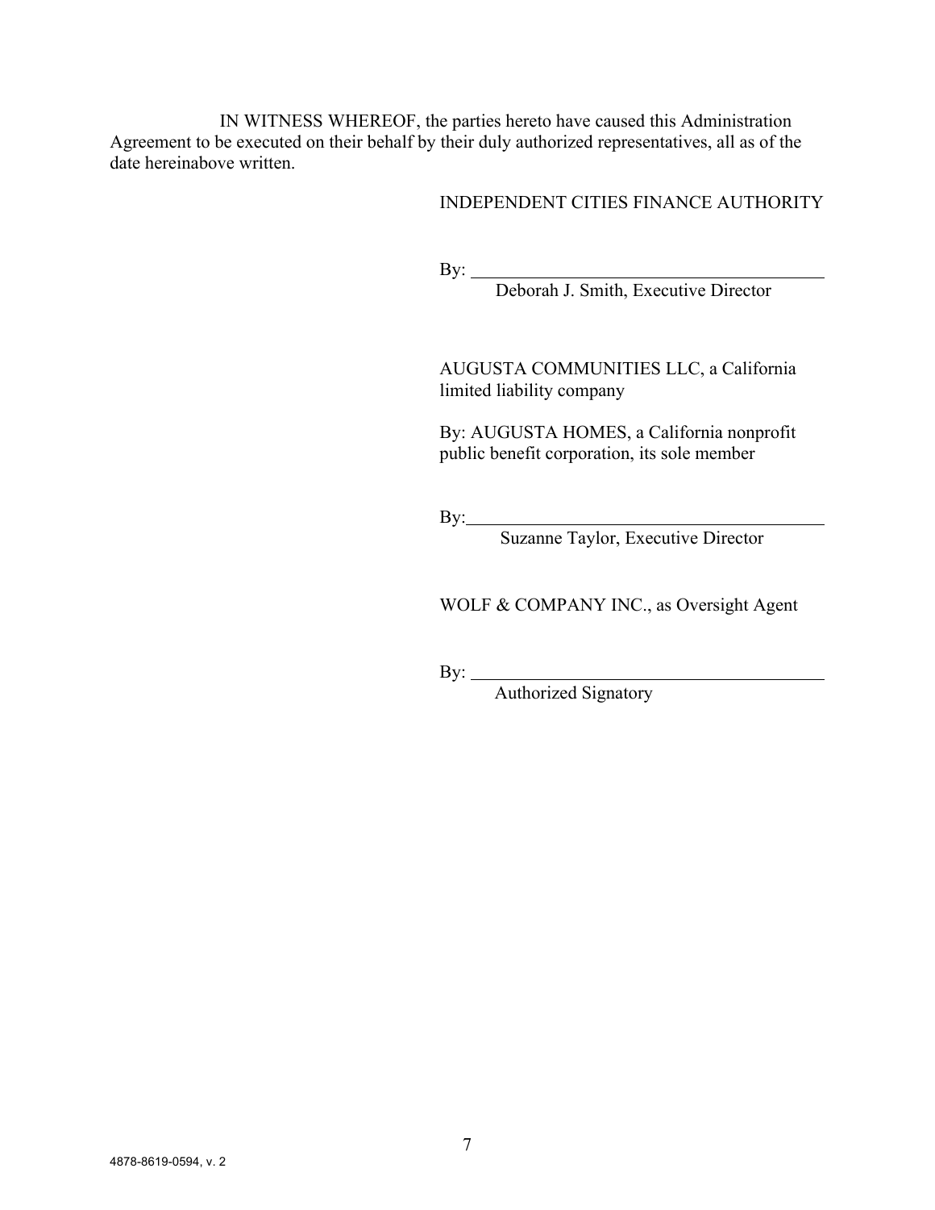IN WITNESS WHEREOF, the parties hereto have caused this Administration Agreement to be executed on their behalf by their duly authorized representatives, all as of the date hereinabove written.

INDEPENDENT CITIES FINANCE AUTHORITY

By: \_\_\_\_\_\_\_\_\_\_\_\_\_\_\_\_\_\_\_\_\_\_\_\_\_\_\_\_\_\_\_\_\_\_\_\_\_\_\_\_
Deborah J. Smith, Executive Director

AUGUSTA COMMUNITIES LLC, a California limited liability company

By: AUGUSTA HOMES, a California nonprofit public benefit corporation, its sole member

By: \_\_\_\_\_\_\_\_\_\_\_\_\_\_\_\_\_\_\_\_\_\_\_\_\_\_\_\_\_\_\_\_\_\_\_\_\_\_\_\_
Suzanne Taylor, Executive Director

WOLF & COMPANY INC., as Oversight Agent

By: \_\_\_\_\_\_\_\_\_\_\_\_\_\_\_\_\_\_\_\_\_\_\_\_\_\_\_\_\_\_\_\_\_\_\_\_\_\_\_\_
Authorized Signatory

4878-8619-0594, v. 2